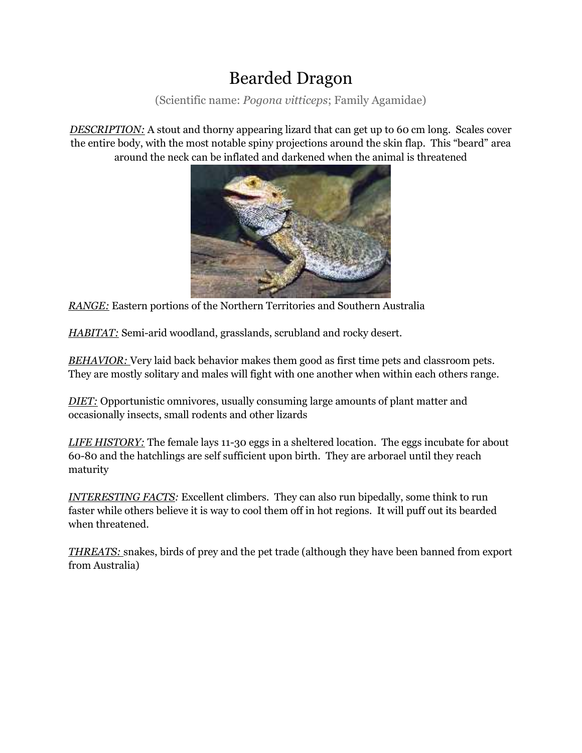# Bearded Dragon

(Scientific name: *Pogona vitticeps*; Family Agamidae)

***DESCRIPTION:*** A stout and thorny appearing lizard that can get up to 60 cm long. Scales cover the entire body, with the most notable spiny projections around the skin flap. This "beard" area around the neck can be inflated and darkened when the animal is threatened

***RANGE:*** Eastern portions of the Northern Territories and Southern Australia

***HABITAT:*** Semi-arid woodland, grasslands, scrubland and rocky desert.

***BEHAVIOR:*** Very laid back behavior makes them good as first time pets and classroom pets. They are mostly solitary and males will fight with one another when within each others range.

***DIET:*** Opportunistic omnivores, usually consuming large amounts of plant matter and occasionally insects, small rodents and other lizards

***LIFE HISTORY:*** The female lays 11-30 eggs in a sheltered location. The eggs incubate for about 60-80 and the hatchlings are self sufficient upon birth. They are arborael until they reach maturity

***INTERESTING FACTS:*** Excellent climbers. They can also run bipedally, some think to run faster while others believe it is way to cool them off in hot regions. It will puff out its bearded when threatened.

***THREATS:*** snakes, birds of prey and the pet trade (although they have been banned from export from Australia)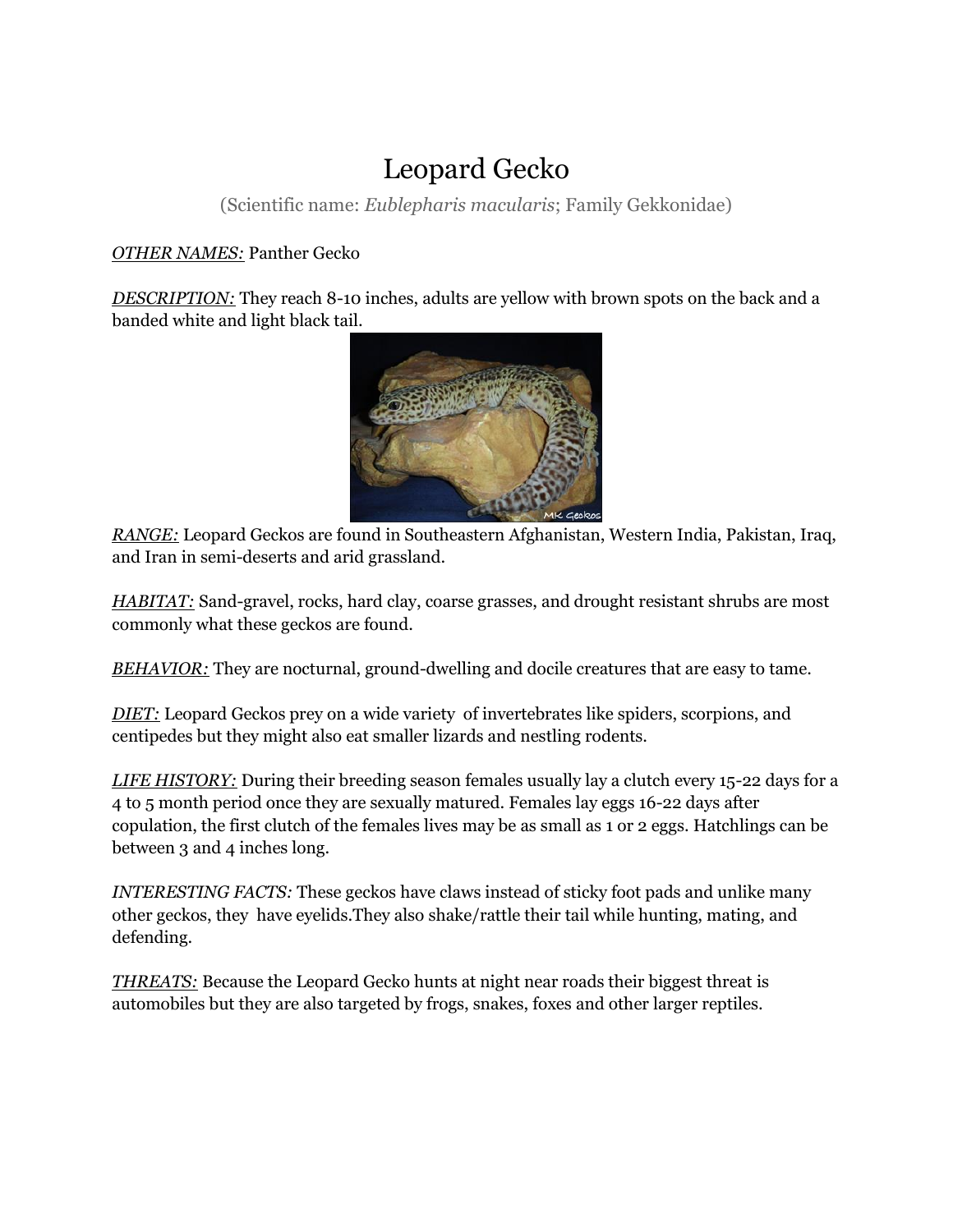# Leopard Gecko

(Scientific name: *Eublepharis macularis*; Family Gekkonidae)

*<u>OTHER NAMES:</u>* Panther Gecko

*<u>DESCRIPTION:</u>* They reach 8-10 inches, adults are yellow with brown spots on the back and a banded white and light black tail.

*<u>RANGE:</u>* Leopard Geckos are found in Southeastern Afghanistan, Western India, Pakistan, Iraq, and Iran in semi-deserts and arid grassland.

*<u>HABITAT:</u>* Sand-gravel, rocks, hard clay, coarse grasses, and drought resistant shrubs are most commonly what these geckos are found.

*<u>BEHAVIOR:</u>* They are nocturnal, ground-dwelling and docile creatures that are easy to tame.

*<u>DIET:</u>* Leopard Geckos prey on a wide variety of invertebrates like spiders, scorpions, and centipedes but they might also eat smaller lizards and nestling rodents.

*<u>LIFE HISTORY:</u>* During their breeding season females usually lay a clutch every 15-22 days for a 4 to 5 month period once they are sexually matured. Females lay eggs 16-22 days after copulation, the first clutch of the females lives may be as small as 1 or 2 eggs. Hatchlings can be between 3 and 4 inches long.

*INTERESTING FACTS:* These geckos have claws instead of sticky foot pads and unlike many other geckos, they have eyelids.They also shake/rattle their tail while hunting, mating, and defending.

*<u>THREATS:</u>* Because the Leopard Gecko hunts at night near roads their biggest threat is automobiles but they are also targeted by frogs, snakes, foxes and other larger reptiles.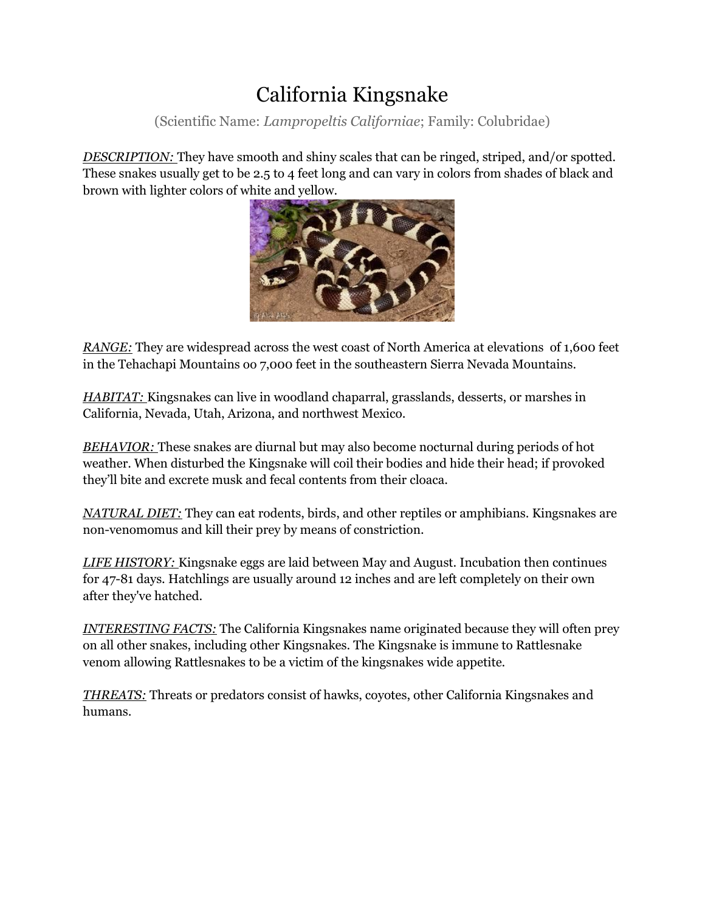# California Kingsnake

(Scientific Name: *Lampropeltis Californiae*; Family: Colubridae)

***DESCRIPTION:*** They have smooth and shiny scales that can be ringed, striped, and/or spotted. These snakes usually get to be 2.5 to 4 feet long and can vary in colors from shades of black and brown with lighter colors of white and yellow.

***RANGE:*** They are widespread across the west coast of North America at elevations of 1,600 feet in the Tehachapi Mountains oo 7,000 feet in the southeastern Sierra Nevada Mountains.

***HABITAT:*** Kingsnakes can live in woodland chaparral, grasslands, desserts, or marshes in California, Nevada, Utah, Arizona, and northwest Mexico.

***BEHAVIOR:*** These snakes are diurnal but may also become nocturnal during periods of hot weather. When disturbed the Kingsnake will coil their bodies and hide their head; if provoked they'll bite and excrete musk and fecal contents from their cloaca.

***NATURAL DIET:*** They can eat rodents, birds, and other reptiles or amphibians. Kingsnakes are non-venomomus and kill their prey by means of constriction.

***LIFE HISTORY:*** Kingsnake eggs are laid between May and August. Incubation then continues for 47-81 days. Hatchlings are usually around 12 inches and are left completely on their own after they've hatched.

***INTERESTING FACTS:*** The California Kingsnakes name originated because they will often prey on all other snakes, including other Kingsnakes. The Kingsnake is immune to Rattlesnake venom allowing Rattlesnakes to be a victim of the kingsnakes wide appetite.

***THREATS:*** Threats or predators consist of hawks, coyotes, other California Kingsnakes and humans.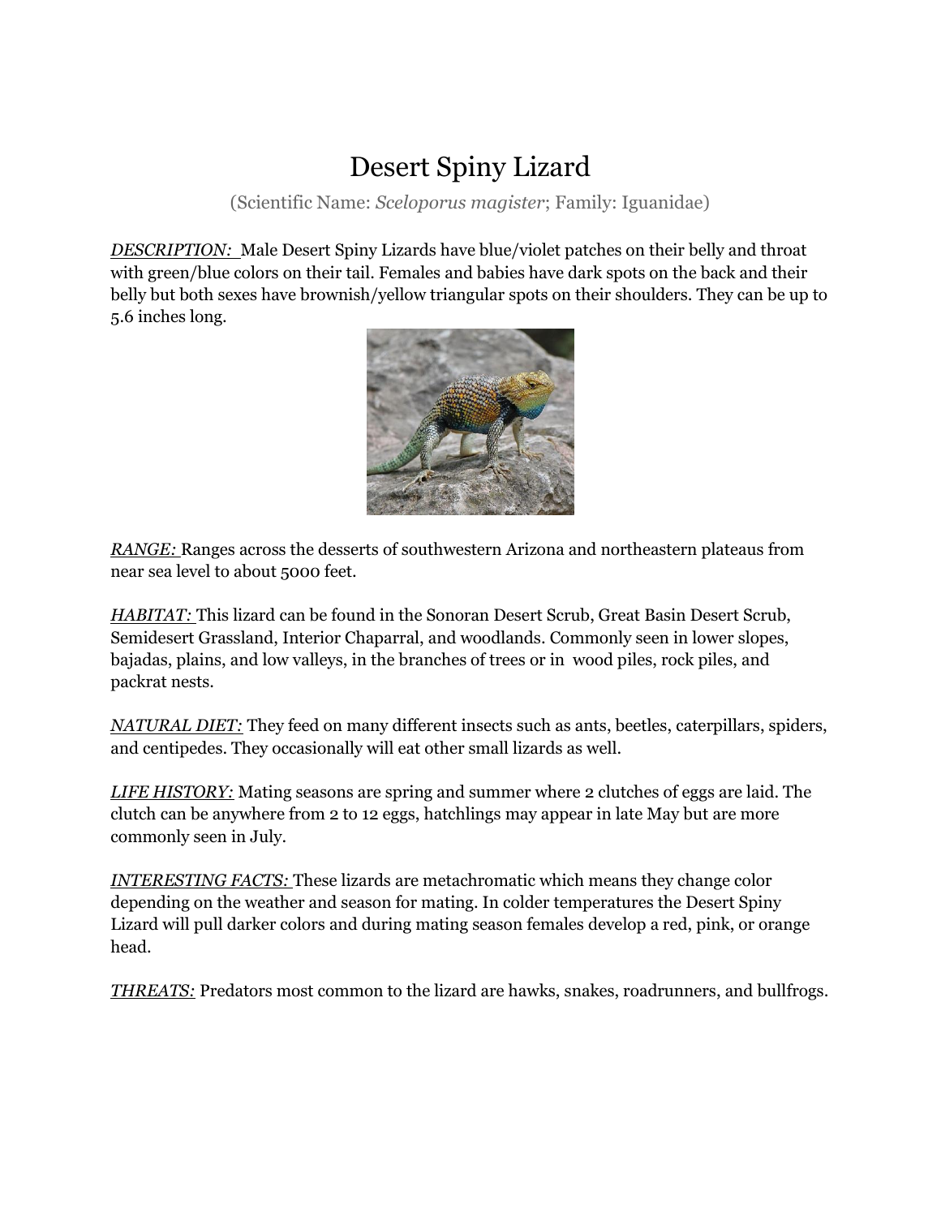# Desert Spiny Lizard

(Scientific Name: *Sceloporus magister*; Family: Iguanidae)

***DESCRIPTION:*** Male Desert Spiny Lizards have blue/violet patches on their belly and throat with green/blue colors on their tail. Females and babies have dark spots on the back and their belly but both sexes have brownish/yellow triangular spots on their shoulders. They can be up to 5.6 inches long.

***RANGE:*** Ranges across the desserts of southwestern Arizona and northeastern plateaus from near sea level to about 5000 feet.

***HABITAT:*** This lizard can be found in the Sonoran Desert Scrub, Great Basin Desert Scrub, Semidesert Grassland, Interior Chaparral, and woodlands. Commonly seen in lower slopes, bajadas, plains, and low valleys, in the branches of trees or in wood piles, rock piles, and packrat nests.

***NATURAL DIET:*** They feed on many different insects such as ants, beetles, caterpillars, spiders, and centipedes. They occasionally will eat other small lizards as well.

***LIFE HISTORY:*** Mating seasons are spring and summer where 2 clutches of eggs are laid. The clutch can be anywhere from 2 to 12 eggs, hatchlings may appear in late May but are more commonly seen in July.

***INTERESTING FACTS:*** These lizards are metachromatic which means they change color depending on the weather and season for mating. In colder temperatures the Desert Spiny Lizard will pull darker colors and during mating season females develop a red, pink, or orange head.

***THREATS:*** Predators most common to the lizard are hawks, snakes, roadrunners, and bullfrogs.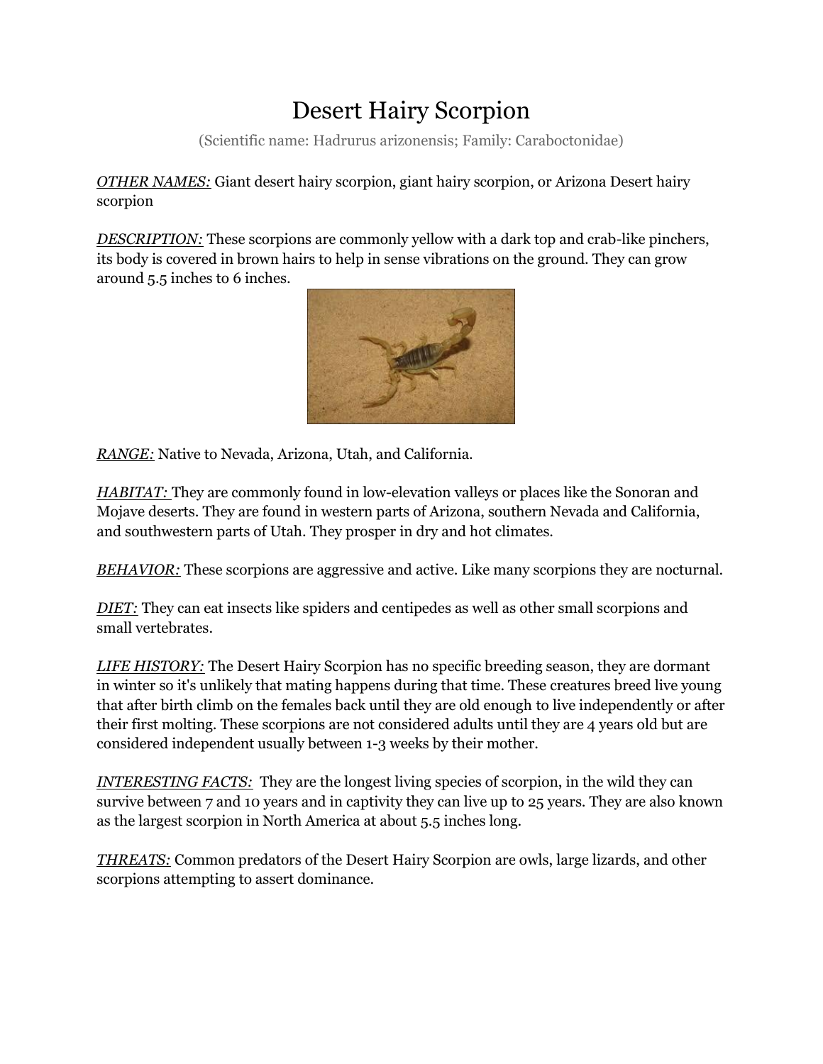# Desert Hairy Scorpion

(Scientific name: Hadrurus arizonensis; Family: Caraboctonidae)

*OTHER NAMES:* Giant desert hairy scorpion, giant hairy scorpion, or Arizona Desert hairy scorpion

*DESCRIPTION:* These scorpions are commonly yellow with a dark top and crab-like pinchers, its body is covered in brown hairs to help in sense vibrations on the ground. They can grow around 5.5 inches to 6 inches.

*RANGE:* Native to Nevada, Arizona, Utah, and California.

*HABITAT:* They are commonly found in low-elevation valleys or places like the Sonoran and Mojave deserts. They are found in western parts of Arizona, southern Nevada and California, and southwestern parts of Utah. They prosper in dry and hot climates.

*BEHAVIOR:* These scorpions are aggressive and active. Like many scorpions they are nocturnal.

*DIET:* They can eat insects like spiders and centipedes as well as other small scorpions and small vertebrates.

*LIFE HISTORY:* The Desert Hairy Scorpion has no specific breeding season, they are dormant in winter so it's unlikely that mating happens during that time. These creatures breed live young that after birth climb on the females back until they are old enough to live independently or after their first molting. These scorpions are not considered adults until they are 4 years old but are considered independent usually between 1-3 weeks by their mother.

*INTERESTING FACTS:* They are the longest living species of scorpion, in the wild they can survive between 7 and 10 years and in captivity they can live up to 25 years. They are also known as the largest scorpion in North America at about 5.5 inches long.

*THREATS:* Common predators of the Desert Hairy Scorpion are owls, large lizards, and other scorpions attempting to assert dominance.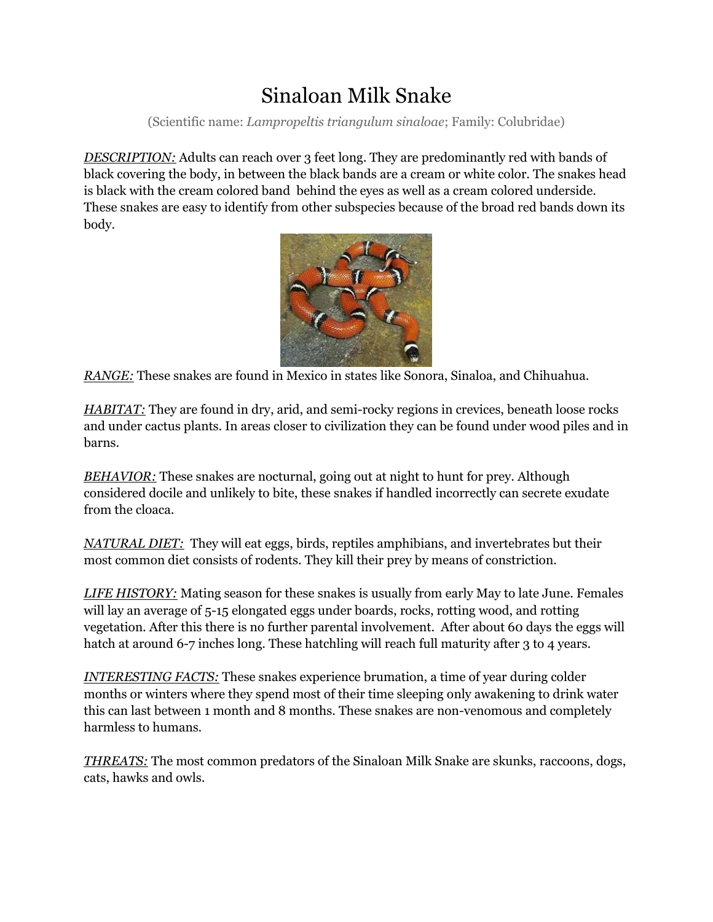# Sinaloan Milk Snake

(Scientific name: *Lampropeltis triangulum sinaloae*; Family: Colubridae)

***DESCRIPTION:*** Adults can reach over 3 feet long. They are predominantly red with bands of black covering the body, in between the black bands are a cream or white color. The snakes head is black with the cream colored band behind the eyes as well as a cream colored underside. These snakes are easy to identify from other subspecies because of the broad red bands down its body.

***RANGE:*** These snakes are found in Mexico in states like Sonora, Sinaloa, and Chihuahua.

***HABITAT:*** They are found in dry, arid, and semi-rocky regions in crevices, beneath loose rocks and under cactus plants. In areas closer to civilization they can be found under wood piles and in barns.

***BEHAVIOR:*** These snakes are nocturnal, going out at night to hunt for prey. Although considered docile and unlikely to bite, these snakes if handled incorrectly can secrete exudate from the cloaca.

***NATURAL DIET:*** They will eat eggs, birds, reptiles amphibians, and invertebrates but their most common diet consists of rodents. They kill their prey by means of constriction.

***LIFE HISTORY:*** Mating season for these snakes is usually from early May to late June. Females will lay an average of 5-15 elongated eggs under boards, rocks, rotting wood, and rotting vegetation. After this there is no further parental involvement. After about 60 days the eggs will hatch at around 6-7 inches long. These hatchling will reach full maturity after 3 to 4 years.

***INTERESTING FACTS:*** These snakes experience brumation, a time of year during colder months or winters where they spend most of their time sleeping only awakening to drink water this can last between 1 month and 8 months. These snakes are non-venomous and completely harmless to humans.

***THREATS:*** The most common predators of the Sinaloan Milk Snake are skunks, raccoons, dogs, cats, hawks and owls.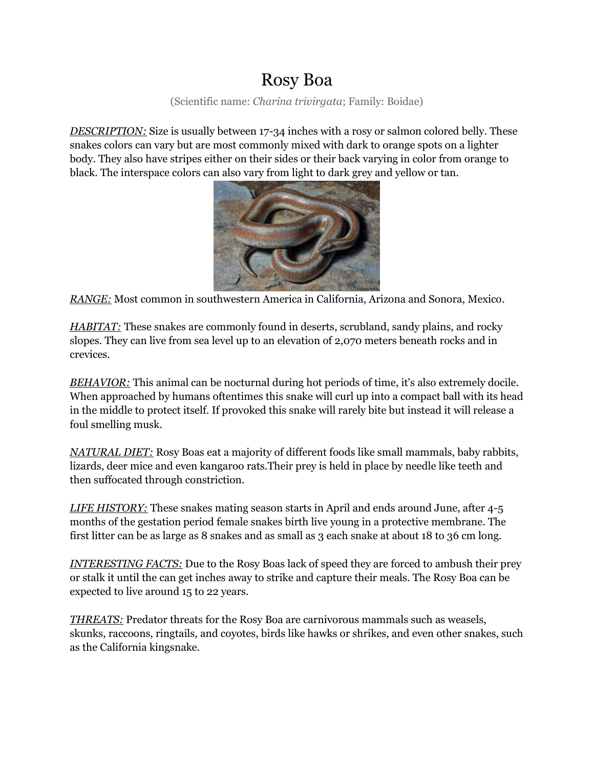# Rosy Boa

(Scientific name: *Charina trivirgata*; Family: Boidae)

***DESCRIPTION:*** Size is usually between 17-34 inches with a rosy or salmon colored belly. These snakes colors can vary but are most commonly mixed with dark to orange spots on a lighter body. They also have stripes either on their sides or their back varying in color from orange to black. The interspace colors can also vary from light to dark grey and yellow or tan.

***RANGE:*** Most common in southwestern America in California, Arizona and Sonora, Mexico.

***HABITAT:*** These snakes are commonly found in deserts, scrubland, sandy plains, and rocky slopes. They can live from sea level up to an elevation of 2,070 meters beneath rocks and in crevices.

***BEHAVIOR:*** This animal can be nocturnal during hot periods of time, it's also extremely docile. When approached by humans oftentimes this snake will curl up into a compact ball with its head in the middle to protect itself. If provoked this snake will rarely bite but instead it will release a foul smelling musk.

***NATURAL DIET:*** Rosy Boas eat a majority of different foods like small mammals, baby rabbits, lizards, deer mice and even kangaroo rats.Their prey is held in place by needle like teeth and then suffocated through constriction.

***LIFE HISTORY:*** These snakes mating season starts in April and ends around June, after 4-5 months of the gestation period female snakes birth live young in a protective membrane. The first litter can be as large as 8 snakes and as small as 3 each snake at about 18 to 36 cm long.

***INTERESTING FACTS:*** Due to the Rosy Boas lack of speed they are forced to ambush their prey or stalk it until the can get inches away to strike and capture their meals. The Rosy Boa can be expected to live around 15 to 22 years.

***THREATS:*** Predator threats for the Rosy Boa are carnivorous mammals such as weasels, skunks, raccoons, ringtails, and coyotes, birds like hawks or shrikes, and even other snakes, such as the California kingsnake.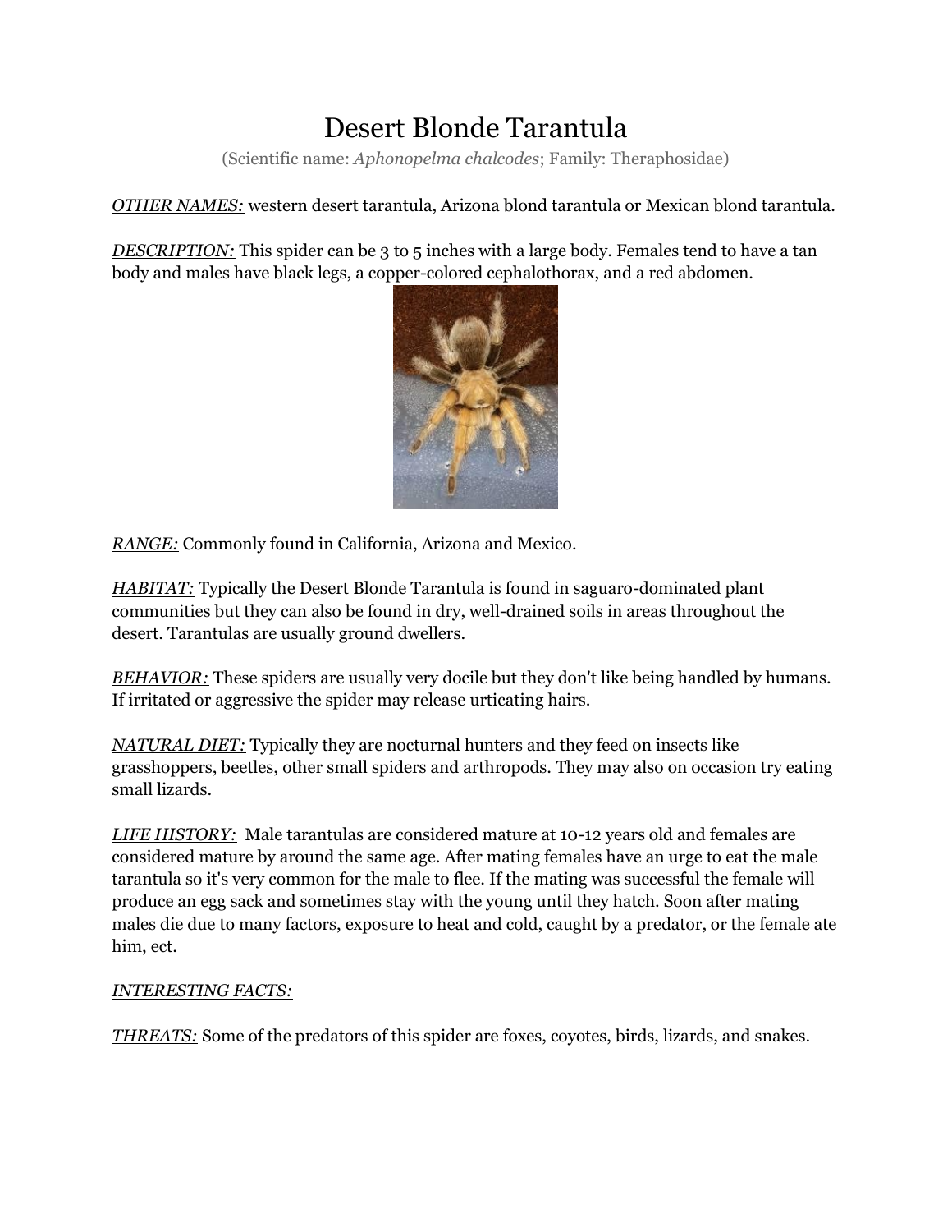# Desert Blonde Tarantula

(Scientific name: *Aphonopelma chalcodes*; Family: Theraphosidae)

*OTHER NAMES:* western desert tarantula, Arizona blond tarantula or Mexican blond tarantula.

*DESCRIPTION:* This spider can be 3 to 5 inches with a large body. Females tend to have a tan body and males have black legs, a copper-colored cephalothorax, and a red abdomen.

*RANGE:* Commonly found in California, Arizona and Mexico.

*HABITAT:* Typically the Desert Blonde Tarantula is found in saguaro-dominated plant communities but they can also be found in dry, well-drained soils in areas throughout the desert. Tarantulas are usually ground dwellers.

*BEHAVIOR:* These spiders are usually very docile but they don't like being handled by humans. If irritated or aggressive the spider may release urticating hairs.

*NATURAL DIET:* Typically they are nocturnal hunters and they feed on insects like grasshoppers, beetles, other small spiders and arthropods. They may also on occasion try eating small lizards.

*LIFE HISTORY:* Male tarantulas are considered mature at 10-12 years old and females are considered mature by around the same age. After mating females have an urge to eat the male tarantula so it's very common for the male to flee. If the mating was successful the female will produce an egg sack and sometimes stay with the young until they hatch. Soon after mating males die due to many factors, exposure to heat and cold, caught by a predator, or the female ate him, ect.

*INTERESTING FACTS:*

*THREATS:* Some of the predators of this spider are foxes, coyotes, birds, lizards, and snakes.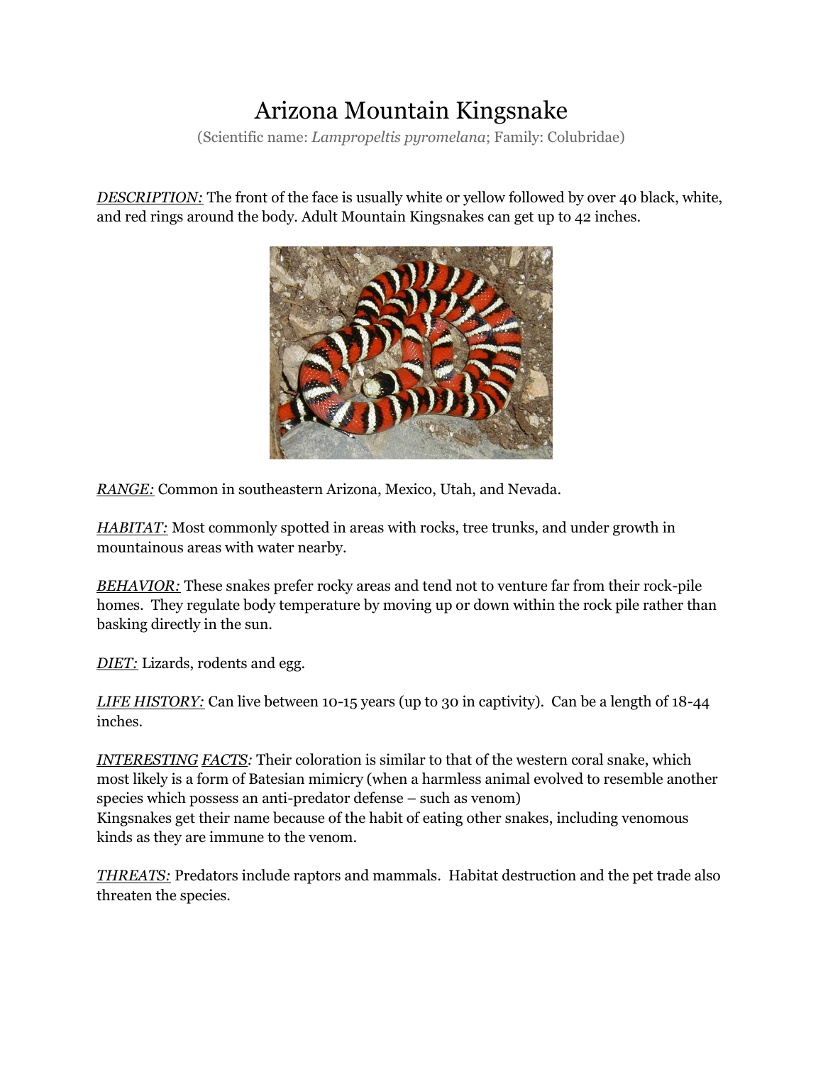# Arizona Mountain Kingsnake

(Scientific name: *Lampropeltis pyromelana*; Family: Colubridae)

***DESCRIPTION:*** The front of the face is usually white or yellow followed by over 40 black, white, and red rings around the body. Adult Mountain Kingsnakes can get up to 42 inches.

***RANGE:*** Common in southeastern Arizona, Mexico, Utah, and Nevada.

***HABITAT:*** Most commonly spotted in areas with rocks, tree trunks, and under growth in mountainous areas with water nearby.

***BEHAVIOR:*** These snakes prefer rocky areas and tend not to venture far from their rock-pile homes. They regulate body temperature by moving up or down within the rock pile rather than basking directly in the sun.

***DIET:*** Lizards, rodents and egg.

***LIFE HISTORY:*** Can live between 10-15 years (up to 30 in captivity). Can be a length of 18-44 inches.

***INTERESTING FACTS:*** Their coloration is similar to that of the western coral snake, which most likely is a form of Batesian mimicry (when a harmless animal evolved to resemble another species which possess an anti-predator defense – such as venom)
Kingsnakes get their name because of the habit of eating other snakes, including venomous kinds as they are immune to the venom.

***THREATS:*** Predators include raptors and mammals. Habitat destruction and the pet trade also threaten the species.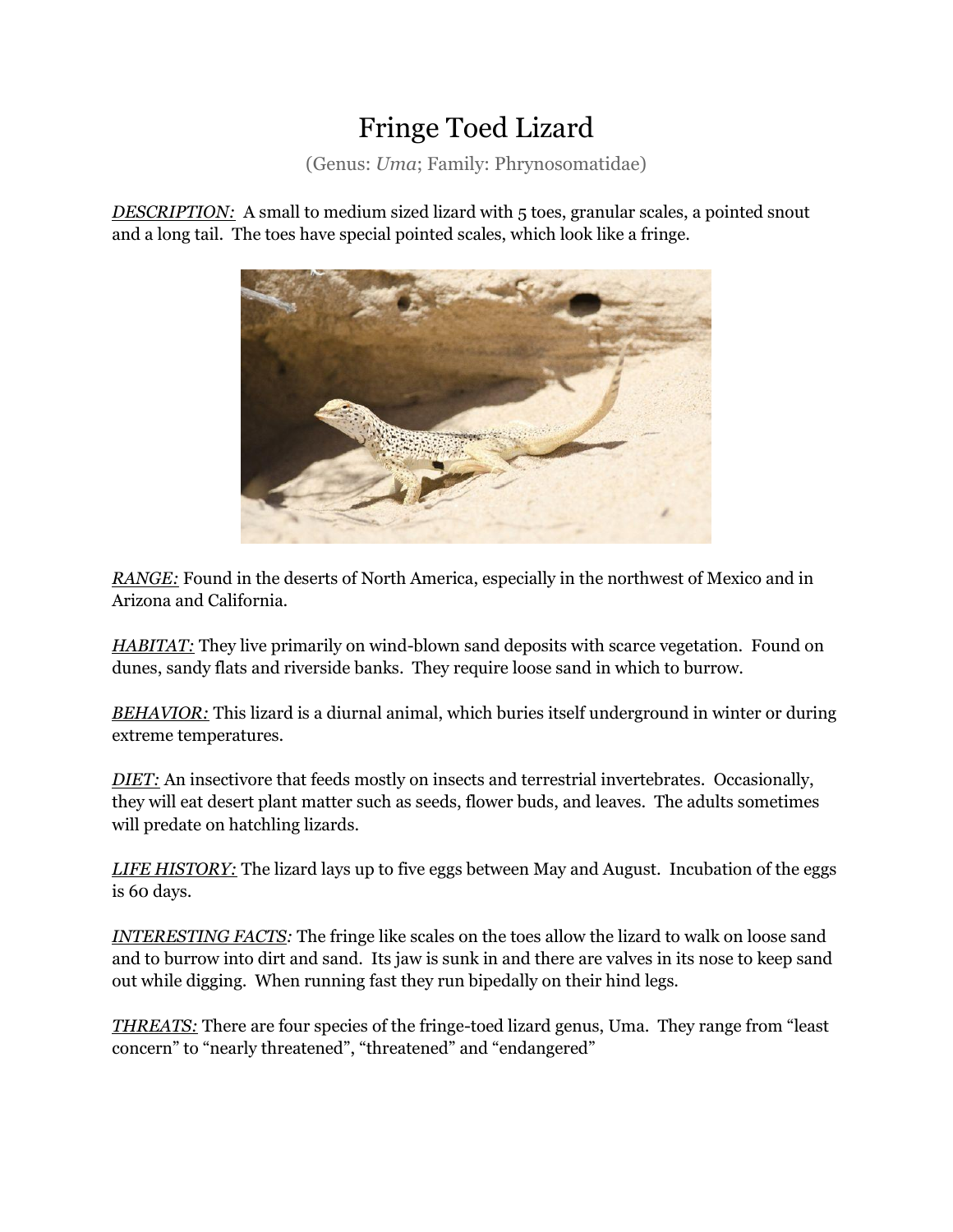# Fringe Toed Lizard

(Genus: *Uma*; Family: Phrynosomatidae)

***DESCRIPTION:*** A small to medium sized lizard with 5 toes, granular scales, a pointed snout and a long tail. The toes have special pointed scales, which look like a fringe.

***RANGE:*** Found in the deserts of North America, especially in the northwest of Mexico and in Arizona and California.

***HABITAT:*** They live primarily on wind-blown sand deposits with scarce vegetation. Found on dunes, sandy flats and riverside banks. They require loose sand in which to burrow.

***BEHAVIOR:*** This lizard is a diurnal animal, which buries itself underground in winter or during extreme temperatures.

***DIET:*** An insectivore that feeds mostly on insects and terrestrial invertebrates. Occasionally, they will eat desert plant matter such as seeds, flower buds, and leaves. The adults sometimes will predate on hatchling lizards.

***LIFE HISTORY:*** The lizard lays up to five eggs between May and August. Incubation of the eggs is 60 days.

***INTERESTING FACTS:*** The fringe like scales on the toes allow the lizard to walk on loose sand and to burrow into dirt and sand. Its jaw is sunk in and there are valves in its nose to keep sand out while digging. When running fast they run bipedally on their hind legs.

***THREATS:*** There are four species of the fringe-toed lizard genus, Uma. They range from "least concern" to "nearly threatened", "threatened" and "endangered"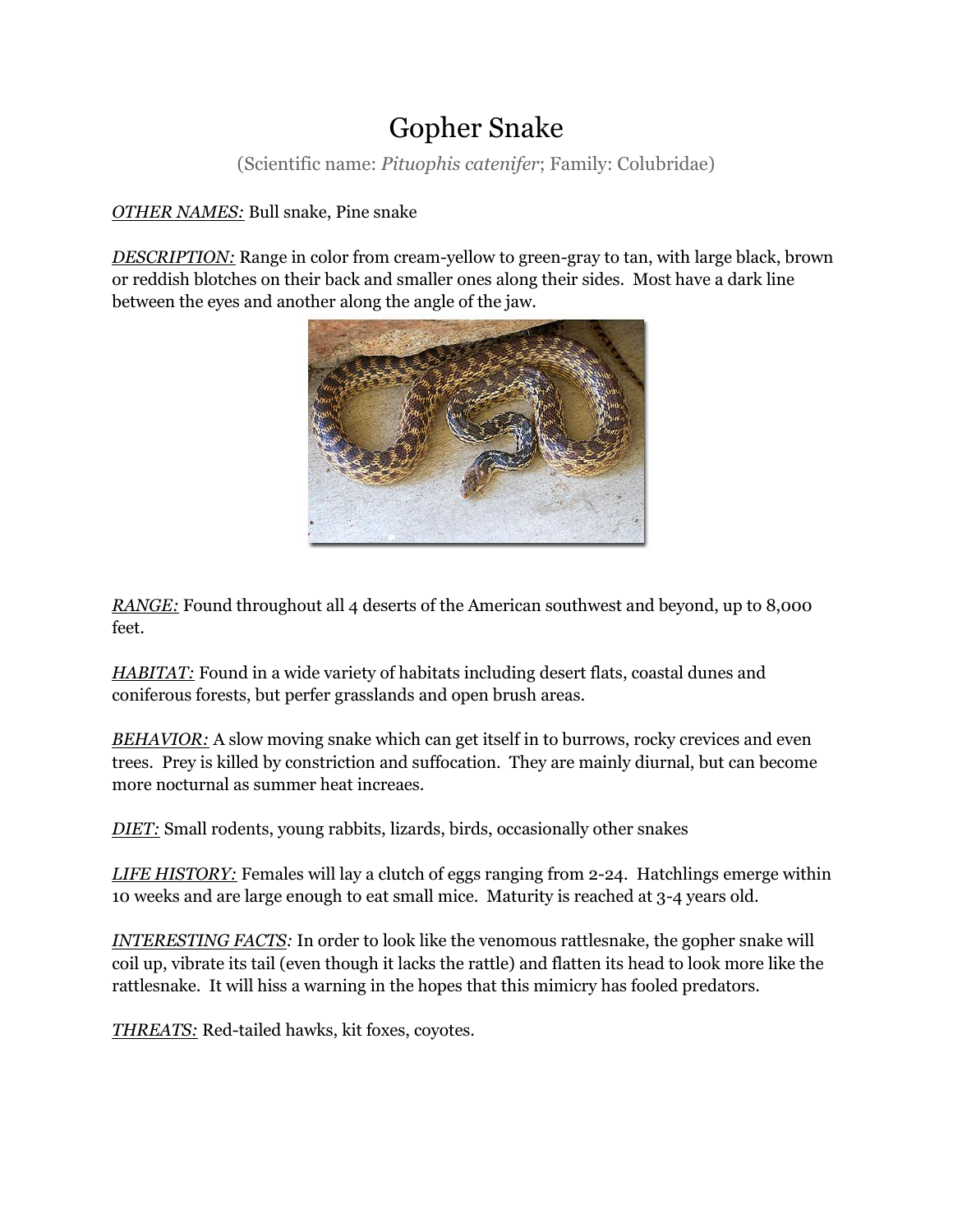# Gopher Snake

(Scientific name: *Pituophis catenifer*; Family: Colubridae)

***OTHER NAMES:*** Bull snake, Pine snake

***DESCRIPTION:*** Range in color from cream-yellow to green-gray to tan, with large black, brown or reddish blotches on their back and smaller ones along their sides. Most have a dark line between the eyes and another along the angle of the jaw.

***RANGE:*** Found throughout all 4 deserts of the American southwest and beyond, up to 8,000 feet.

***HABITAT:*** Found in a wide variety of habitats including desert flats, coastal dunes and coniferous forests, but perfer grasslands and open brush areas.

***BEHAVIOR:*** A slow moving snake which can get itself in to burrows, rocky crevices and even trees. Prey is killed by constriction and suffocation. They are mainly diurnal, but can become more nocturnal as summer heat increaes.

***DIET:*** Small rodents, young rabbits, lizards, birds, occasionally other snakes

***LIFE HISTORY:*** Females will lay a clutch of eggs ranging from 2-24. Hatchlings emerge within 10 weeks and are large enough to eat small mice. Maturity is reached at 3-4 years old.

***INTERESTING FACTS:*** In order to look like the venomous rattlesnake, the gopher snake will coil up, vibrate its tail (even though it lacks the rattle) and flatten its head to look more like the rattlesnake. It will hiss a warning in the hopes that this mimicry has fooled predators.

***THREATS:*** Red-tailed hawks, kit foxes, coyotes.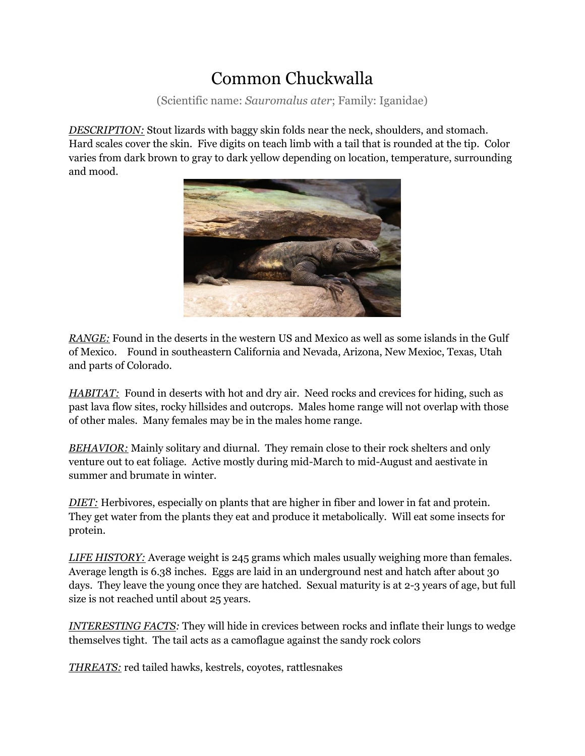# Common Chuckwalla

(Scientific name: *Sauromalus ater*; Family: Iganidae)

***DESCRIPTION:*** Stout lizards with baggy skin folds near the neck, shoulders, and stomach. Hard scales cover the skin. Five digits on teach limb with a tail that is rounded at the tip. Color varies from dark brown to gray to dark yellow depending on location, temperature, surrounding and mood.

***RANGE:*** Found in the deserts in the western US and Mexico as well as some islands in the Gulf of Mexico. Found in southeastern California and Nevada, Arizona, New Mexioc, Texas, Utah and parts of Colorado.

***HABITAT:*** Found in deserts with hot and dry air. Need rocks and crevices for hiding, such as past lava flow sites, rocky hillsides and outcrops. Males home range will not overlap with those of other males. Many females may be in the males home range.

***BEHAVIOR:*** Mainly solitary and diurnal. They remain close to their rock shelters and only venture out to eat foliage. Active mostly during mid-March to mid-August and aestivate in summer and brumate in winter.

***DIET:*** Herbivores, especially on plants that are higher in fiber and lower in fat and protein. They get water from the plants they eat and produce it metabolically. Will eat some insects for protein.

***LIFE HISTORY:*** Average weight is 245 grams which males usually weighing more than females. Average length is 6.38 inches. Eggs are laid in an underground nest and hatch after about 30 days. They leave the young once they are hatched. Sexual maturity is at 2-3 years of age, but full size is not reached until about 25 years.

***INTERESTING FACTS:*** They will hide in crevices between rocks and inflate their lungs to wedge themselves tight. The tail acts as a camoflague against the sandy rock colors

***THREATS:*** red tailed hawks, kestrels, coyotes, rattlesnakes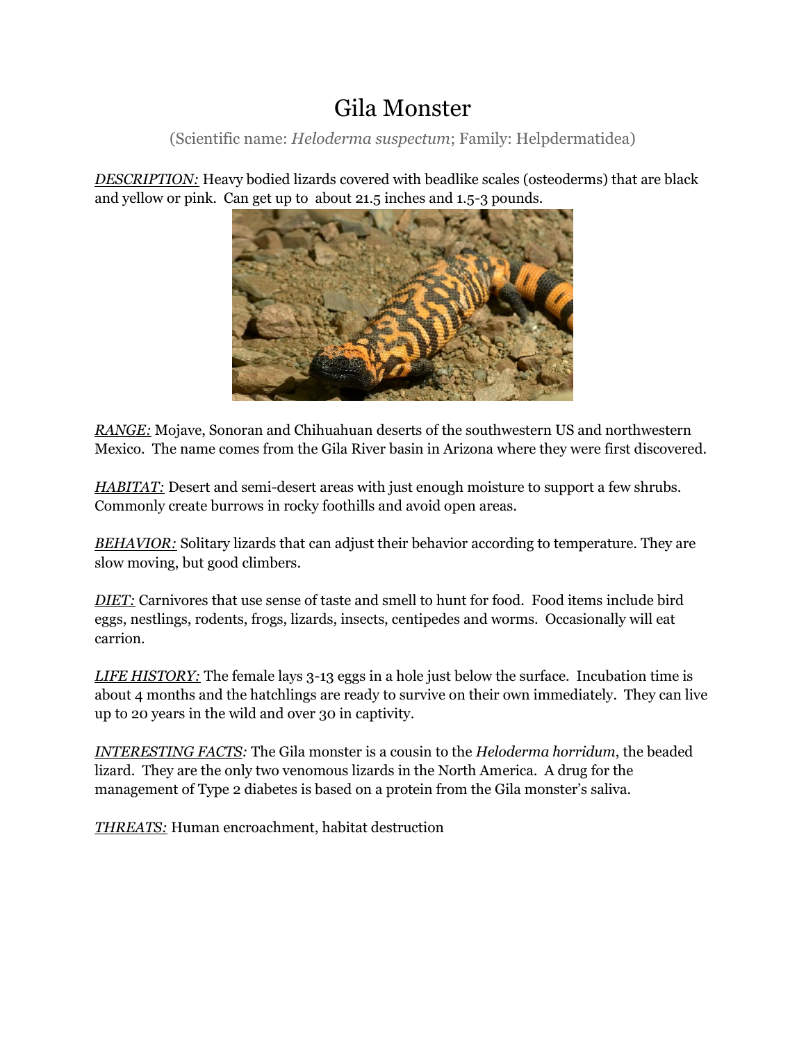# Gila Monster

(Scientific name: *Heloderma suspectum*; Family: Helpdermatidea)

*__DESCRIPTION:__* Heavy bodied lizards covered with beadlike scales (osteoderms) that are black and yellow or pink. Can get up to about 21.5 inches and 1.5-3 pounds.

*__RANGE:__* Mojave, Sonoran and Chihuahuan deserts of the southwestern US and northwestern Mexico. The name comes from the Gila River basin in Arizona where they were first discovered.

*__HABITAT:__* Desert and semi-desert areas with just enough moisture to support a few shrubs. Commonly create burrows in rocky foothills and avoid open areas.

*__BEHAVIOR:__* Solitary lizards that can adjust their behavior according to temperature. They are slow moving, but good climbers.

*__DIET:__* Carnivores that use sense of taste and smell to hunt for food. Food items include bird eggs, nestlings, rodents, frogs, lizards, insects, centipedes and worms. Occasionally will eat carrion.

*__LIFE HISTORY:__* The female lays 3-13 eggs in a hole just below the surface. Incubation time is about 4 months and the hatchlings are ready to survive on their own immediately. They can live up to 20 years in the wild and over 30 in captivity.

*__INTERESTING FACTS__:* The Gila monster is a cousin to the *Heloderma horridum*, the beaded lizard. They are the only two venomous lizards in the North America. A drug for the management of Type 2 diabetes is based on a protein from the Gila monster's saliva.

*__THREATS:__* Human encroachment, habitat destruction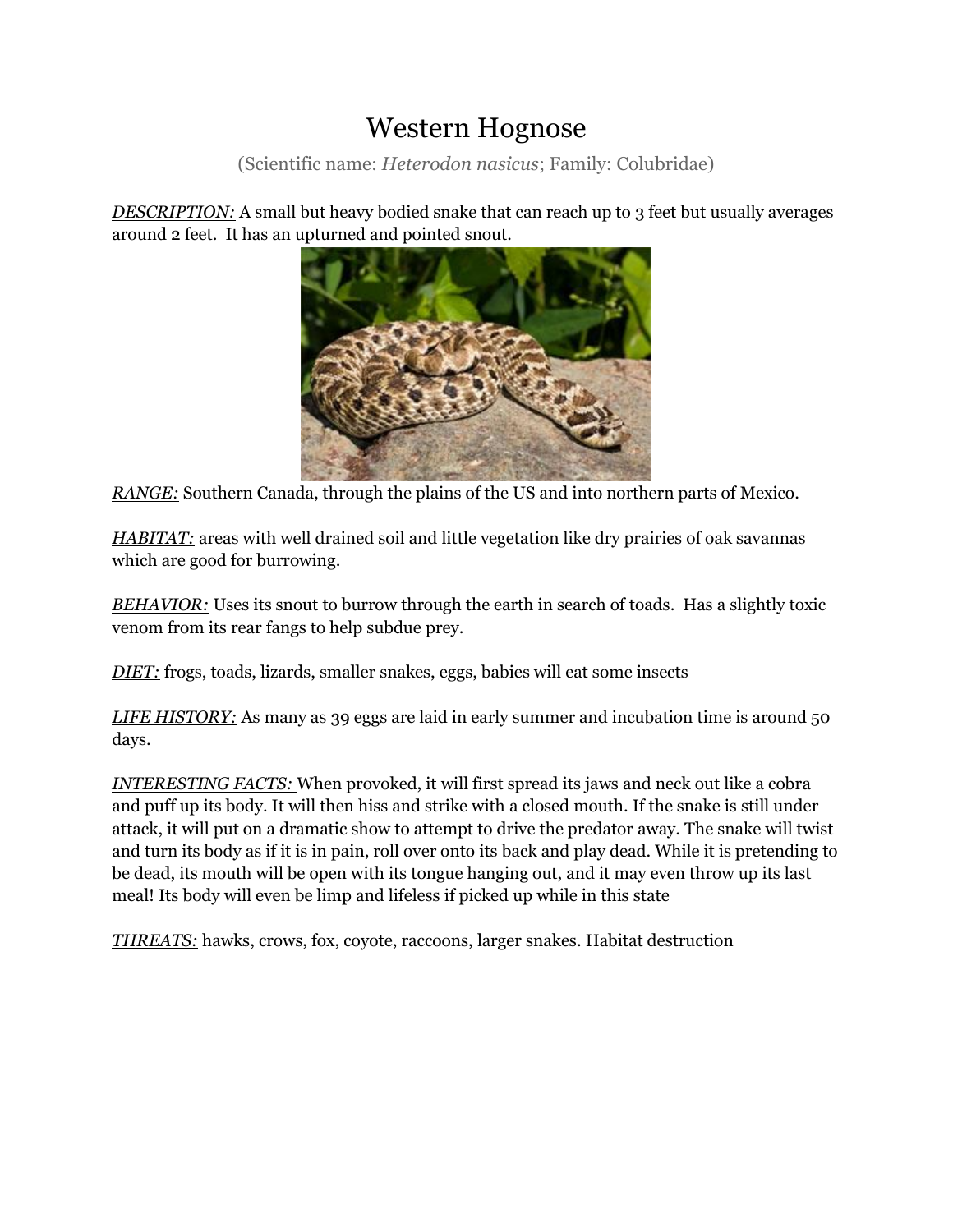# Western Hognose

(Scientific name: *Heterodon nasicus*; Family: Colubridae)

*DESCRIPTION:* A small but heavy bodied snake that can reach up to 3 feet but usually averages around 2 feet. It has an upturned and pointed snout.

*RANGE:* Southern Canada, through the plains of the US and into northern parts of Mexico.

*HABITAT:* areas with well drained soil and little vegetation like dry prairies of oak savannas which are good for burrowing.

*BEHAVIOR:* Uses its snout to burrow through the earth in search of toads. Has a slightly toxic venom from its rear fangs to help subdue prey.

*DIET:* frogs, toads, lizards, smaller snakes, eggs, babies will eat some insects

*LIFE HISTORY:* As many as 39 eggs are laid in early summer and incubation time is around 50 days.

*INTERESTING FACTS:* When provoked, it will first spread its jaws and neck out like a cobra and puff up its body. It will then hiss and strike with a closed mouth. If the snake is still under attack, it will put on a dramatic show to attempt to drive the predator away. The snake will twist and turn its body as if it is in pain, roll over onto its back and play dead. While it is pretending to be dead, its mouth will be open with its tongue hanging out, and it may even throw up its last meal! Its body will even be limp and lifeless if picked up while in this state

*THREATS:* hawks, crows, fox, coyote, raccoons, larger snakes. Habitat destruction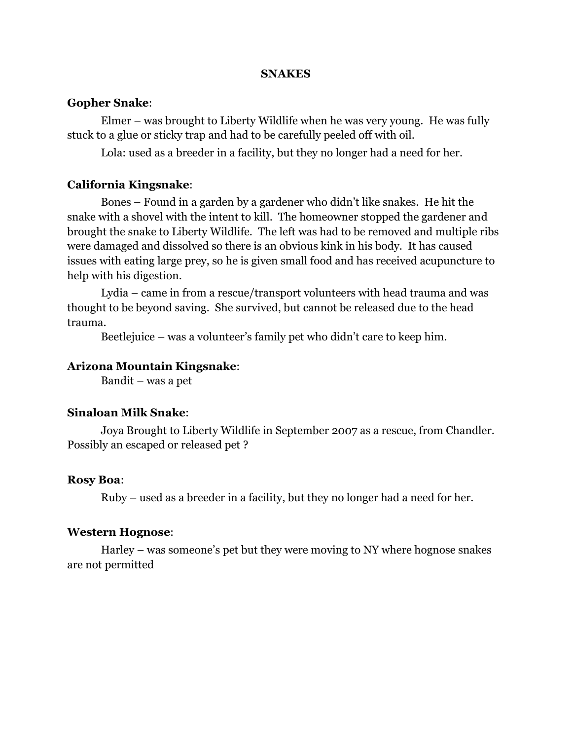# SNAKES

**Gopher Snake**:

Elmer – was brought to Liberty Wildlife when he was very young. He was fully stuck to a glue or sticky trap and had to be carefully peeled off with oil.

Lola: used as a breeder in a facility, but they no longer had a need for her.

**California Kingsnake**:

Bones – Found in a garden by a gardener who didn't like snakes. He hit the snake with a shovel with the intent to kill. The homeowner stopped the gardener and brought the snake to Liberty Wildlife. The left was had to be removed and multiple ribs were damaged and dissolved so there is an obvious kink in his body. It has caused issues with eating large prey, so he is given small food and has received acupuncture to help with his digestion.

Lydia – came in from a rescue/transport volunteers with head trauma and was thought to be beyond saving. She survived, but cannot be released due to the head trauma.

Beetlejuice – was a volunteer's family pet who didn't care to keep him.

**Arizona Mountain Kingsnake**:

Bandit – was a pet

**Sinaloan Milk Snake**:

Joya Brought to Liberty Wildlife in September 2007 as a rescue, from Chandler. Possibly an escaped or released pet ?

**Rosy Boa**:

Ruby – used as a breeder in a facility, but they no longer had a need for her.

**Western Hognose**:

Harley – was someone's pet but they were moving to NY where hognose snakes are not permitted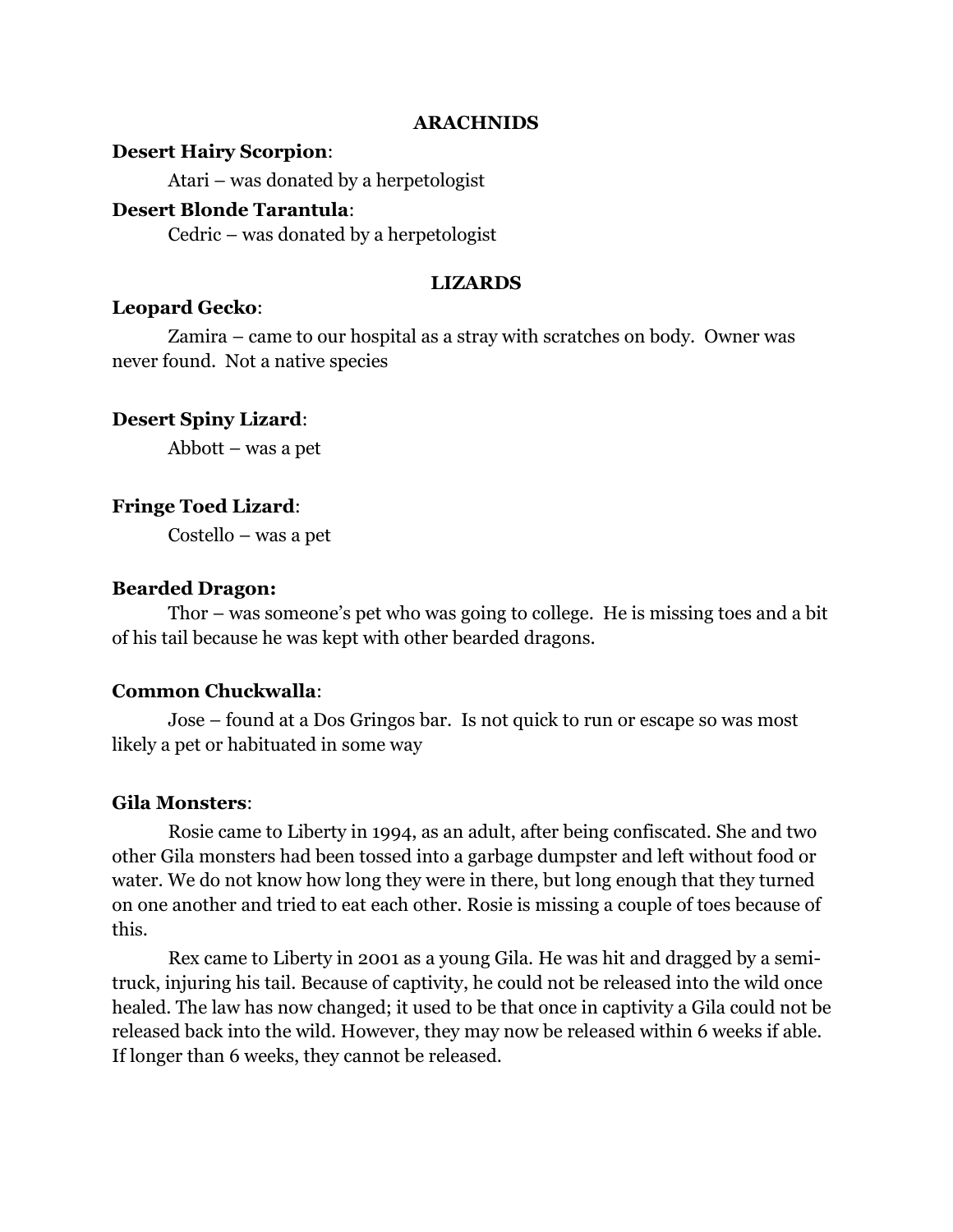## ARACHNIDS

**Desert Hairy Scorpion**:

Atari – was donated by a herpetologist

**Desert Blonde Tarantula**:

Cedric – was donated by a herpetologist

## LIZARDS

**Leopard Gecko**:

Zamira – came to our hospital as a stray with scratches on body. Owner was never found. Not a native species

**Desert Spiny Lizard**:

Abbott – was a pet

**Fringe Toed Lizard**:

Costello – was a pet

**Bearded Dragon:**

Thor – was someone's pet who was going to college. He is missing toes and a bit of his tail because he was kept with other bearded dragons.

**Common Chuckwalla**:

Jose – found at a Dos Gringos bar. Is not quick to run or escape so was most likely a pet or habituated in some way

**Gila Monsters**:

Rosie came to Liberty in 1994, as an adult, after being confiscated. She and two other Gila monsters had been tossed into a garbage dumpster and left without food or water. We do not know how long they were in there, but long enough that they turned on one another and tried to eat each other. Rosie is missing a couple of toes because of this.

Rex came to Liberty in 2001 as a young Gila. He was hit and dragged by a semi-truck, injuring his tail. Because of captivity, he could not be released into the wild once healed. The law has now changed; it used to be that once in captivity a Gila could not be released back into the wild. However, they may now be released within 6 weeks if able. If longer than 6 weeks, they cannot be released.